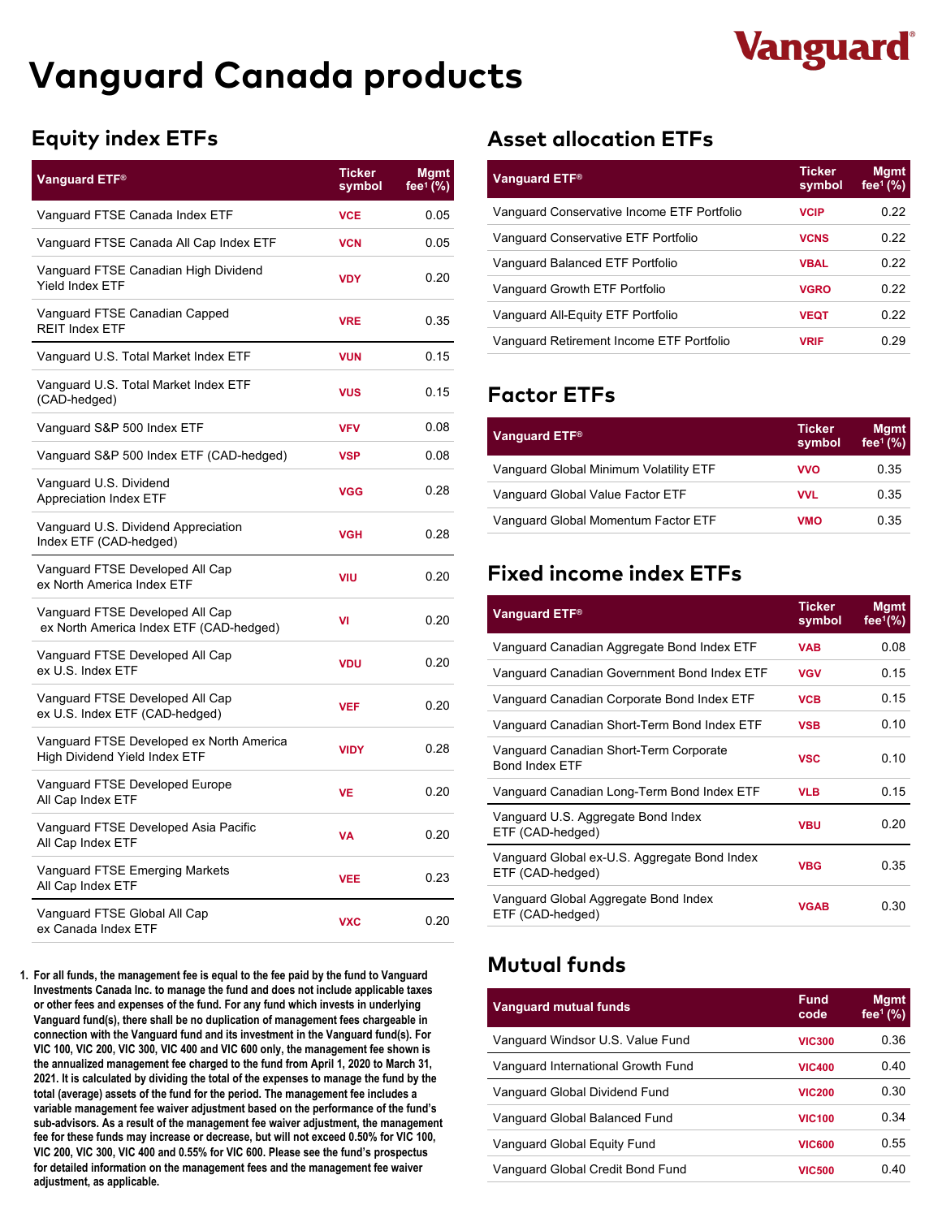# Vanguard Canada products

## Equity index ETFs

| Vanguard ETF® | Ticker symbol | Mgmt fee[1] (%) |
|---|---|---|
| Vanguard FTSE Canada Index ETF | VCE | 0.05 |
| Vanguard FTSE Canada All Cap Index ETF | VCN | 0.05 |
| Vanguard FTSE Canadian High Dividend Yield Index ETF | VDY | 0.20 |
| Vanguard FTSE Canadian Capped REIT Index ETF | VRE | 0.35 |
| Vanguard U.S. Total Market Index ETF | VUN | 0.15 |
| Vanguard U.S. Total Market Index ETF (CAD-hedged) | VUS | 0.15 |
| Vanguard S&P 500 Index ETF | VFV | 0.08 |
| Vanguard S&P 500 Index ETF (CAD-hedged) | VSP | 0.08 |
| Vanguard U.S. Dividend Appreciation Index ETF | VGG | 0.28 |
| Vanguard U.S. Dividend Appreciation Index ETF (CAD-hedged) | VGH | 0.28 |
| Vanguard FTSE Developed All Cap ex North America Index ETF | VIU | 0.20 |
| Vanguard FTSE Developed All Cap ex North America Index ETF (CAD-hedged) | VI | 0.20 |
| Vanguard FTSE Developed All Cap ex U.S. Index ETF | VDU | 0.20 |
| Vanguard FTSE Developed All Cap ex U.S. Index ETF (CAD-hedged) | VEF | 0.20 |
| Vanguard FTSE Developed ex North America High Dividend Yield Index ETF | VIDY | 0.28 |
| Vanguard FTSE Developed Europe All Cap Index ETF | VE | 0.20 |
| Vanguard FTSE Developed Asia Pacific All Cap Index ETF | VA | 0.20 |
| Vanguard FTSE Emerging Markets All Cap Index ETF | VEE | 0.23 |
| Vanguard FTSE Global All Cap ex Canada Index ETF | VXC | 0.20 |

1. For all funds, the management fee is equal to the fee paid by the fund to Vanguard Investments Canada Inc. to manage the fund and does not include applicable taxes or other fees and expenses of the fund. For any fund which invests in underlying Vanguard fund(s), there shall be no duplication of management fees chargeable in connection with the Vanguard fund and its investment in the Vanguard fund(s). For VIC 100, VIC 200, VIC 300, VIC 400 and VIC 600 only, the management fee shown is the annualized management fee charged to the fund from April 1, 2020 to March 31, 2021. It is calculated by dividing the total of the expenses to manage the fund by the total (average) assets of the fund for the period. The management fee includes a variable management fee waiver adjustment based on the performance of the fund's sub-advisors. As a result of the management fee waiver adjustment, the management fee for these funds may increase or decrease, but will not exceed 0.50% for VIC 100, VIC 200, VIC 300, VIC 400 and 0.55% for VIC 600. Please see the fund's prospectus for detailed information on the management fees and the management fee waiver adjustment, as applicable.

## Asset allocation ETFs

| Vanguard ETF® | Ticker symbol | Mgmt fee[1] (%) |
|---|---|---|
| Vanguard Conservative Income ETF Portfolio | VCIP | 0.22 |
| Vanguard Conservative ETF Portfolio | VCNS | 0.22 |
| Vanguard Balanced ETF Portfolio | VBAL | 0.22 |
| Vanguard Growth ETF Portfolio | VGRO | 0.22 |
| Vanguard All-Equity ETF Portfolio | VEQT | 0.22 |
| Vanguard Retirement Income ETF Portfolio | VRIF | 0.29 |

## Factor ETFs

| Vanguard ETF® | Ticker symbol | Mgmt fee[1] (%) |
|---|---|---|
| Vanguard Global Minimum Volatility ETF | VVO | 0.35 |
| Vanguard Global Value Factor ETF | VVL | 0.35 |
| Vanguard Global Momentum Factor ETF | VMO | 0.35 |

## Fixed income index ETFs

| Vanguard ETF® | Ticker symbol | Mgmt fee[1] (%) |
|---|---|---|
| Vanguard Canadian Aggregate Bond Index ETF | VAB | 0.08 |
| Vanguard Canadian Government Bond Index ETF | VGV | 0.15 |
| Vanguard Canadian Corporate Bond Index ETF | VCB | 0.15 |
| Vanguard Canadian Short-Term Bond Index ETF | VSB | 0.10 |
| Vanguard Canadian Short-Term Corporate Bond Index ETF | VSC | 0.10 |
| Vanguard Canadian Long-Term Bond Index ETF | VLB | 0.15 |
| Vanguard U.S. Aggregate Bond Index ETF (CAD-hedged) | VBU | 0.20 |
| Vanguard Global ex-U.S. Aggregate Bond Index ETF (CAD-hedged) | VBG | 0.35 |
| Vanguard Global Aggregate Bond Index ETF (CAD-hedged) | VGAB | 0.30 |

## Mutual funds

| Vanguard mutual funds | Fund code | Mgmt fee[1] (%) |
|---|---|---|
| Vanguard Windsor U.S. Value Fund | VIC300 | 0.36 |
| Vanguard International Growth Fund | VIC400 | 0.40 |
| Vanguard Global Dividend Fund | VIC200 | 0.30 |
| Vanguard Global Balanced Fund | VIC100 | 0.34 |
| Vanguard Global Equity Fund | VIC600 | 0.55 |
| Vanguard Global Credit Bond Fund | VIC500 | 0.40 |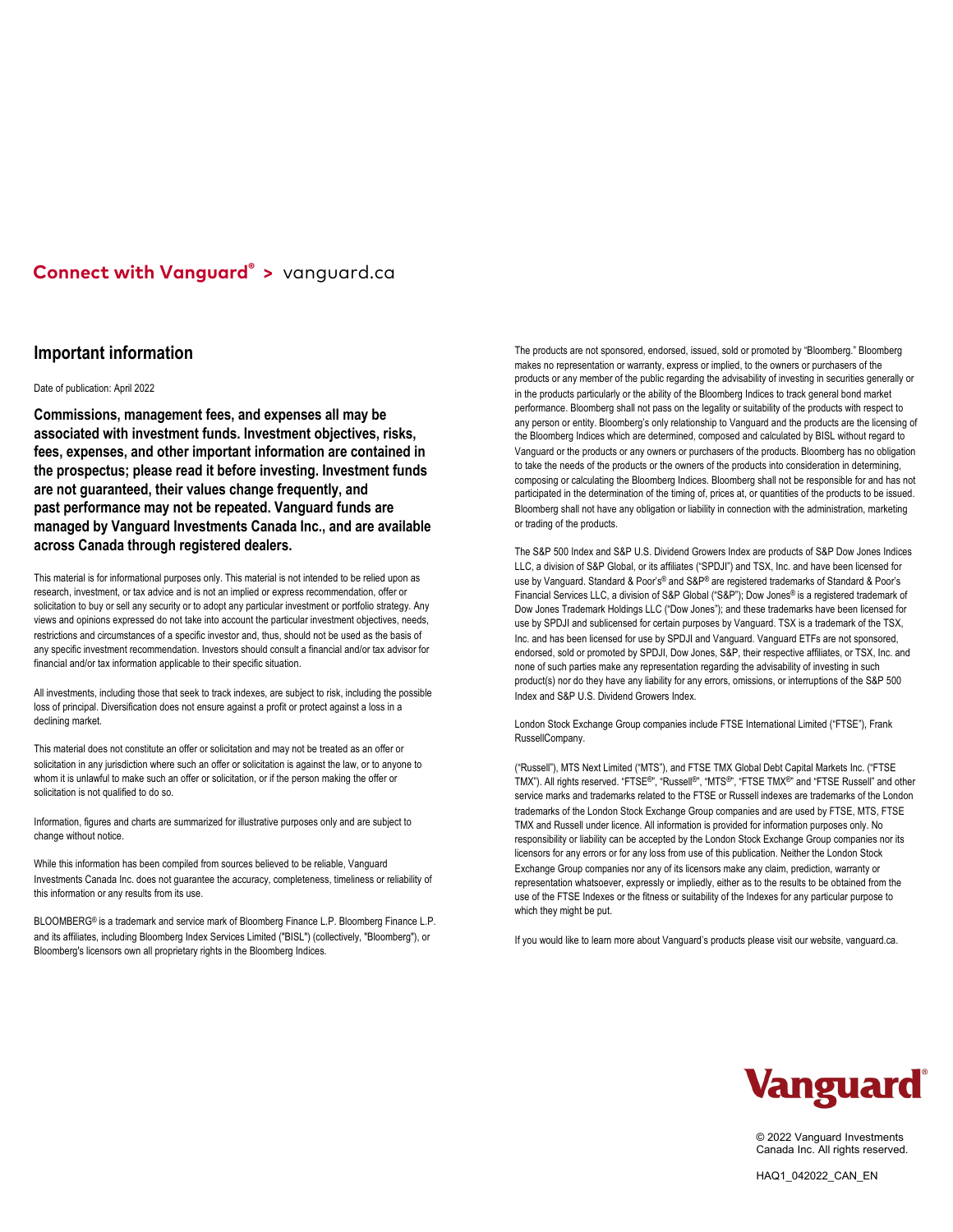**Connect with Vanguard® > vanguard.ca**

## Important information

Date of publication: April 2022

**Commissions, management fees, and expenses all may be associated with investment funds. Investment objectives, risks, fees, expenses, and other important information are contained in the prospectus; please read it before investing. Investment funds are not guaranteed, their values change frequently, and past performance may not be repeated. Vanguard funds are managed by Vanguard Investments Canada Inc., and are available across Canada through registered dealers.**

This material is for informational purposes only. This material is not intended to be relied upon as research, investment, or tax advice and is not an implied or express recommendation, offer or solicitation to buy or sell any security or to adopt any particular investment or portfolio strategy. Any views and opinions expressed do not take into account the particular investment objectives, needs, restrictions and circumstances of a specific investor and, thus, should not be used as the basis of any specific investment recommendation. Investors should consult a financial and/or tax advisor for financial and/or tax information applicable to their specific situation.

All investments, including those that seek to track indexes, are subject to risk, including the possible loss of principal. Diversification does not ensure against a profit or protect against a loss in a declining market.

This material does not constitute an offer or solicitation and may not be treated as an offer or solicitation in any jurisdiction where such an offer or solicitation is against the law, or to anyone to whom it is unlawful to make such an offer or solicitation, or if the person making the offer or solicitation is not qualified to do so.

Information, figures and charts are summarized for illustrative purposes only and are subject to change without notice.

While this information has been compiled from sources believed to be reliable, Vanguard Investments Canada Inc. does not guarantee the accuracy, completeness, timeliness or reliability of this information or any results from its use.

BLOOMBERG® is a trademark and service mark of Bloomberg Finance L.P. Bloomberg Finance L.P. and its affiliates, including Bloomberg Index Services Limited ("BISL") (collectively, "Bloomberg"), or Bloomberg's licensors own all proprietary rights in the Bloomberg Indices.

The products are not sponsored, endorsed, issued, sold or promoted by "Bloomberg." Bloomberg makes no representation or warranty, express or implied, to the owners or purchasers of the products or any member of the public regarding the advisability of investing in securities generally or in the products particularly or the ability of the Bloomberg Indices to track general bond market performance. Bloomberg shall not pass on the legality or suitability of the products with respect to any person or entity. Bloomberg's only relationship to Vanguard and the products are the licensing of the Bloomberg Indices which are determined, composed and calculated by BISL without regard to Vanguard or the products or any owners or purchasers of the products. Bloomberg has no obligation to take the needs of the products or the owners of the products into consideration in determining, composing or calculating the Bloomberg Indices. Bloomberg shall not be responsible for and has not participated in the determination of the timing of, prices at, or quantities of the products to be issued. Bloomberg shall not have any obligation or liability in connection with the administration, marketing or trading of the products.

The S&P 500 Index and S&P U.S. Dividend Growers Index are products of S&P Dow Jones Indices LLC, a division of S&P Global, or its affiliates ("SPDJI") and TSX, Inc. and have been licensed for use by Vanguard. Standard & Poor's® and S&P® are registered trademarks of Standard & Poor's Financial Services LLC, a division of S&P Global ("S&P"); Dow Jones® is a registered trademark of Dow Jones Trademark Holdings LLC ("Dow Jones"); and these trademarks have been licensed for use by SPDJI and sublicensed for certain purposes by Vanguard. TSX is a trademark of the TSX, Inc. and has been licensed for use by SPDJI and Vanguard. Vanguard ETFs are not sponsored, endorsed, sold or promoted by SPDJI, Dow Jones, S&P, their respective affiliates, or TSX, Inc. and none of such parties make any representation regarding the advisability of investing in such product(s) nor do they have any liability for any errors, omissions, or interruptions of the S&P 500 Index and S&P U.S. Dividend Growers Index.

London Stock Exchange Group companies include FTSE International Limited ("FTSE"), Frank RussellCompany.

("Russell"), MTS Next Limited ("MTS"), and FTSE TMX Global Debt Capital Markets Inc. ("FTSE TMX"). All rights reserved. "FTSE®", "Russell®", "MTS®", "FTSE TMX®" and "FTSE Russell" and other service marks and trademarks related to the FTSE or Russell indexes are trademarks of the London trademarks of the London Stock Exchange Group companies and are used by FTSE, MTS, FTSE TMX and Russell under licence. All information is provided for information purposes only. No responsibility or liability can be accepted by the London Stock Exchange Group companies nor its licensors for any errors or for any loss from use of this publication. Neither the London Stock Exchange Group companies nor any of its licensors make any claim, prediction, warranty or representation whatsoever, expressly or impliedly, either as to the results to be obtained from the use of the FTSE Indexes or the fitness or suitability of the Indexes for any particular purpose to which they might be put.

If you would like to learn more about Vanguard's products please visit our website, vanguard.ca.

Vanguard®

© 2022 Vanguard Investments Canada Inc. All rights reserved.

HAQ1_042022_CAN_EN